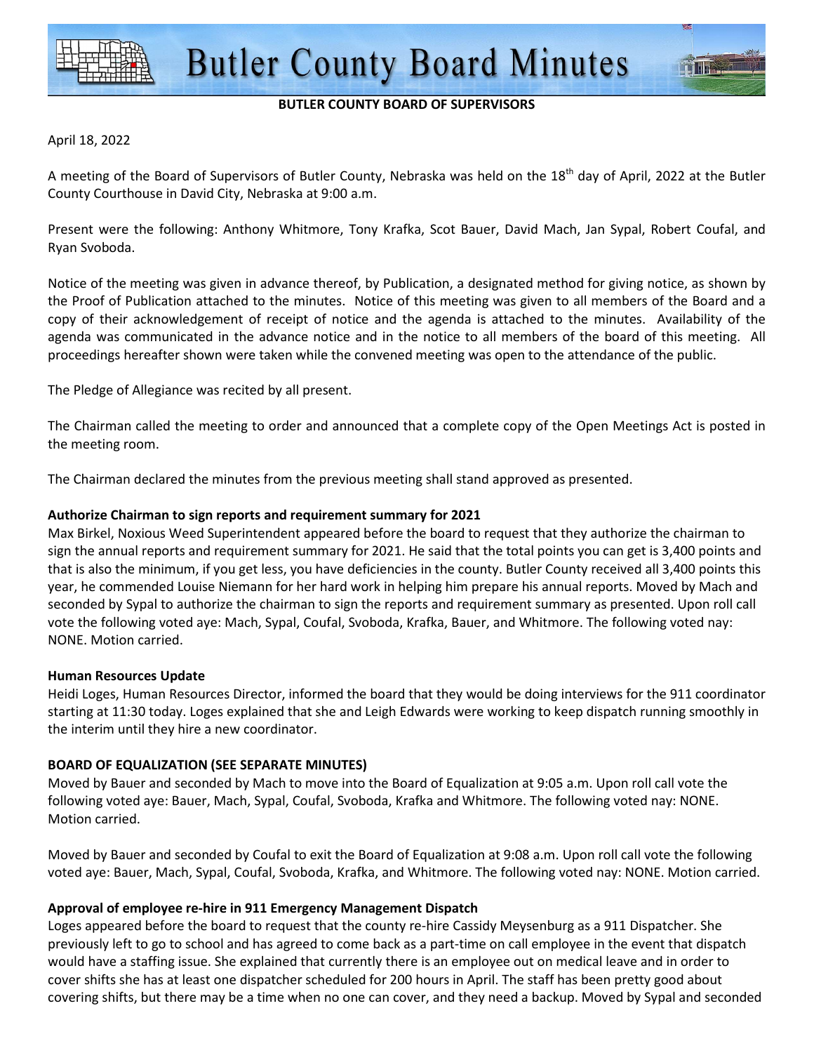# Butler County Board Minutes

**BUTLER COUNTY BOARD OF SUPERVISORS**

April 18, 2022

A meeting of the Board of Supervisors of Butler County, Nebraska was held on the 18th day of April, 2022 at the Butler County Courthouse in David City, Nebraska at 9:00 a.m.

Present were the following: Anthony Whitmore, Tony Krafka, Scot Bauer, David Mach, Jan Sypal, Robert Coufal, and Ryan Svoboda.

Notice of the meeting was given in advance thereof, by Publication, a designated method for giving notice, as shown by the Proof of Publication attached to the minutes. Notice of this meeting was given to all members of the Board and a copy of their acknowledgement of receipt of notice and the agenda is attached to the minutes. Availability of the agenda was communicated in the advance notice and in the notice to all members of the board of this meeting. All proceedings hereafter shown were taken while the convened meeting was open to the attendance of the public.

The Pledge of Allegiance was recited by all present.

The Chairman called the meeting to order and announced that a complete copy of the Open Meetings Act is posted in the meeting room.

The Chairman declared the minutes from the previous meeting shall stand approved as presented.

**Authorize Chairman to sign reports and requirement summary for 2021**

Max Birkel, Noxious Weed Superintendent appeared before the board to request that they authorize the chairman to sign the annual reports and requirement summary for 2021. He said that the total points you can get is 3,400 points and that is also the minimum, if you get less, you have deficiencies in the county. Butler County received all 3,400 points this year, he commended Louise Niemann for her hard work in helping him prepare his annual reports. Moved by Mach and seconded by Sypal to authorize the chairman to sign the reports and requirement summary as presented. Upon roll call vote the following voted aye: Mach, Sypal, Coufal, Svoboda, Krafka, Bauer, and Whitmore. The following voted nay: NONE. Motion carried.

**Human Resources Update**

Heidi Loges, Human Resources Director, informed the board that they would be doing interviews for the 911 coordinator starting at 11:30 today. Loges explained that she and Leigh Edwards were working to keep dispatch running smoothly in the interim until they hire a new coordinator.

**BOARD OF EQUALIZATION (SEE SEPARATE MINUTES)**

Moved by Bauer and seconded by Mach to move into the Board of Equalization at 9:05 a.m. Upon roll call vote the following voted aye: Bauer, Mach, Sypal, Coufal, Svoboda, Krafka and Whitmore. The following voted nay: NONE. Motion carried.

Moved by Bauer and seconded by Coufal to exit the Board of Equalization at 9:08 a.m. Upon roll call vote the following voted aye: Bauer, Mach, Sypal, Coufal, Svoboda, Krafka, and Whitmore. The following voted nay: NONE. Motion carried.

**Approval of employee re-hire in 911 Emergency Management Dispatch**

Loges appeared before the board to request that the county re-hire Cassidy Meysenburg as a 911 Dispatcher. She previously left to go to school and has agreed to come back as a part-time on call employee in the event that dispatch would have a staffing issue. She explained that currently there is an employee out on medical leave and in order to cover shifts she has at least one dispatcher scheduled for 200 hours in April. The staff has been pretty good about covering shifts, but there may be a time when no one can cover, and they need a backup. Moved by Sypal and seconded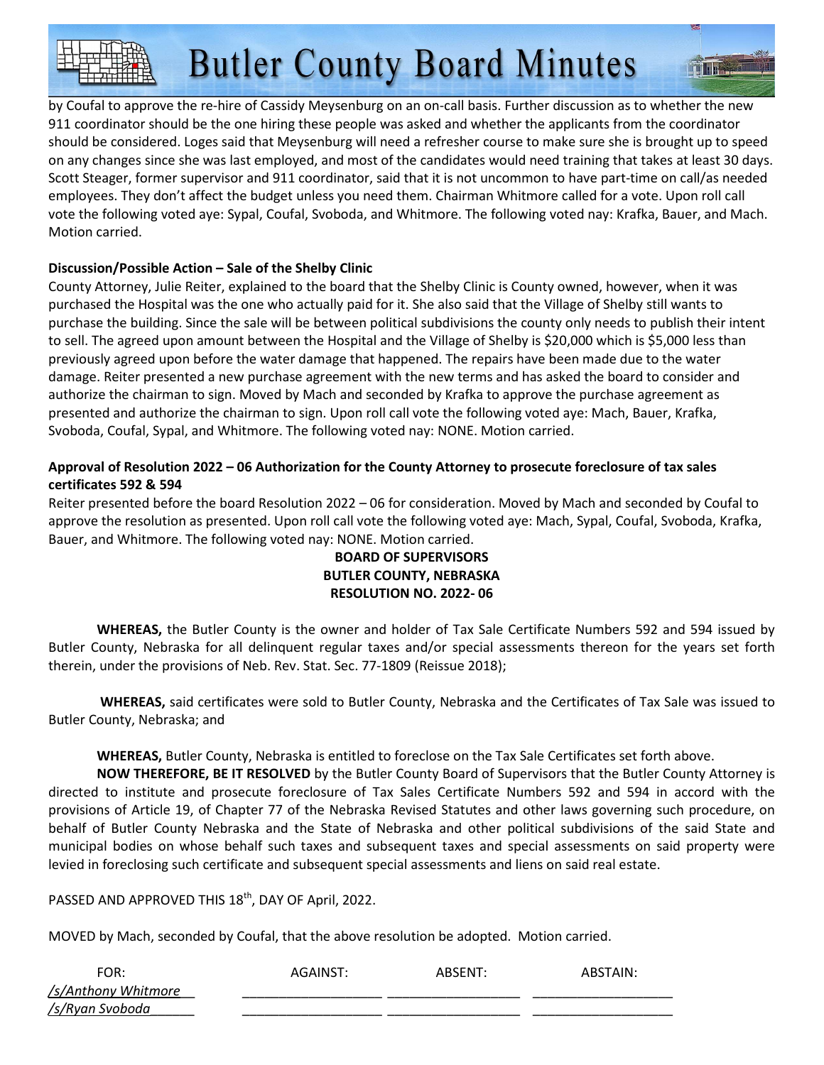by Coufal to approve the re-hire of Cassidy Meysenburg on an on-call basis. Further discussion as to whether the new 911 coordinator should be the one hiring these people was asked and whether the applicants from the coordinator should be considered. Loges said that Meysenburg will need a refresher course to make sure she is brought up to speed on any changes since she was last employed, and most of the candidates would need training that takes at least 30 days. Scott Steager, former supervisor and 911 coordinator, said that it is not uncommon to have part-time on call/as needed employees. They don't affect the budget unless you need them. Chairman Whitmore called for a vote. Upon roll call vote the following voted aye: Sypal, Coufal, Svoboda, and Whitmore. The following voted nay: Krafka, Bauer, and Mach. Motion carried.

**Discussion/Possible Action – Sale of the Shelby Clinic**

County Attorney, Julie Reiter, explained to the board that the Shelby Clinic is County owned, however, when it was purchased the Hospital was the one who actually paid for it. She also said that the Village of Shelby still wants to purchase the building. Since the sale will be between political subdivisions the county only needs to publish their intent to sell. The agreed upon amount between the Hospital and the Village of Shelby is $20,000 which is $5,000 less than previously agreed upon before the water damage that happened. The repairs have been made due to the water damage. Reiter presented a new purchase agreement with the new terms and has asked the board to consider and authorize the chairman to sign. Moved by Mach and seconded by Krafka to approve the purchase agreement as presented and authorize the chairman to sign. Upon roll call vote the following voted aye: Mach, Bauer, Krafka, Svoboda, Coufal, Sypal, and Whitmore. The following voted nay: NONE. Motion carried.

**Approval of Resolution 2022 – 06 Authorization for the County Attorney to prosecute foreclosure of tax sales certificates 592 & 594**

Reiter presented before the board Resolution 2022 – 06 for consideration. Moved by Mach and seconded by Coufal to approve the resolution as presented. Upon roll call vote the following voted aye: Mach, Sypal, Coufal, Svoboda, Krafka, Bauer, and Whitmore. The following voted nay: NONE. Motion carried.

**BOARD OF SUPERVISORS**
**BUTLER COUNTY, NEBRASKA**
**RESOLUTION NO. 2022- 06**

**WHEREAS,** the Butler County is the owner and holder of Tax Sale Certificate Numbers 592 and 594 issued by Butler County, Nebraska for all delinquent regular taxes and/or special assessments thereon for the years set forth therein, under the provisions of Neb. Rev. Stat. Sec. 77-1809 (Reissue 2018);

**WHEREAS,** said certificates were sold to Butler County, Nebraska and the Certificates of Tax Sale was issued to Butler County, Nebraska; and

**WHEREAS,** Butler County, Nebraska is entitled to foreclose on the Tax Sale Certificates set forth above.

**NOW THEREFORE, BE IT RESOLVED** by the Butler County Board of Supervisors that the Butler County Attorney is directed to institute and prosecute foreclosure of Tax Sales Certificate Numbers 592 and 594 in accord with the provisions of Article 19, of Chapter 77 of the Nebraska Revised Statutes and other laws governing such procedure, on behalf of Butler County Nebraska and the State of Nebraska and other political subdivisions of the said State and municipal bodies on whose behalf such taxes and subsequent taxes and special assessments on said property were levied in foreclosing such certificate and subsequent special assessments and liens on said real estate.

PASSED AND APPROVED THIS 18th, DAY OF April, 2022.

MOVED by Mach, seconded by Coufal, that the above resolution be adopted. Motion carried.

| FOR: | AGAINST: | ABSENT: | ABSTAIN: |
|---|---|---|---|
| /s/Anthony Whitmore | | | |
| /s/Ryan Svoboda | | | |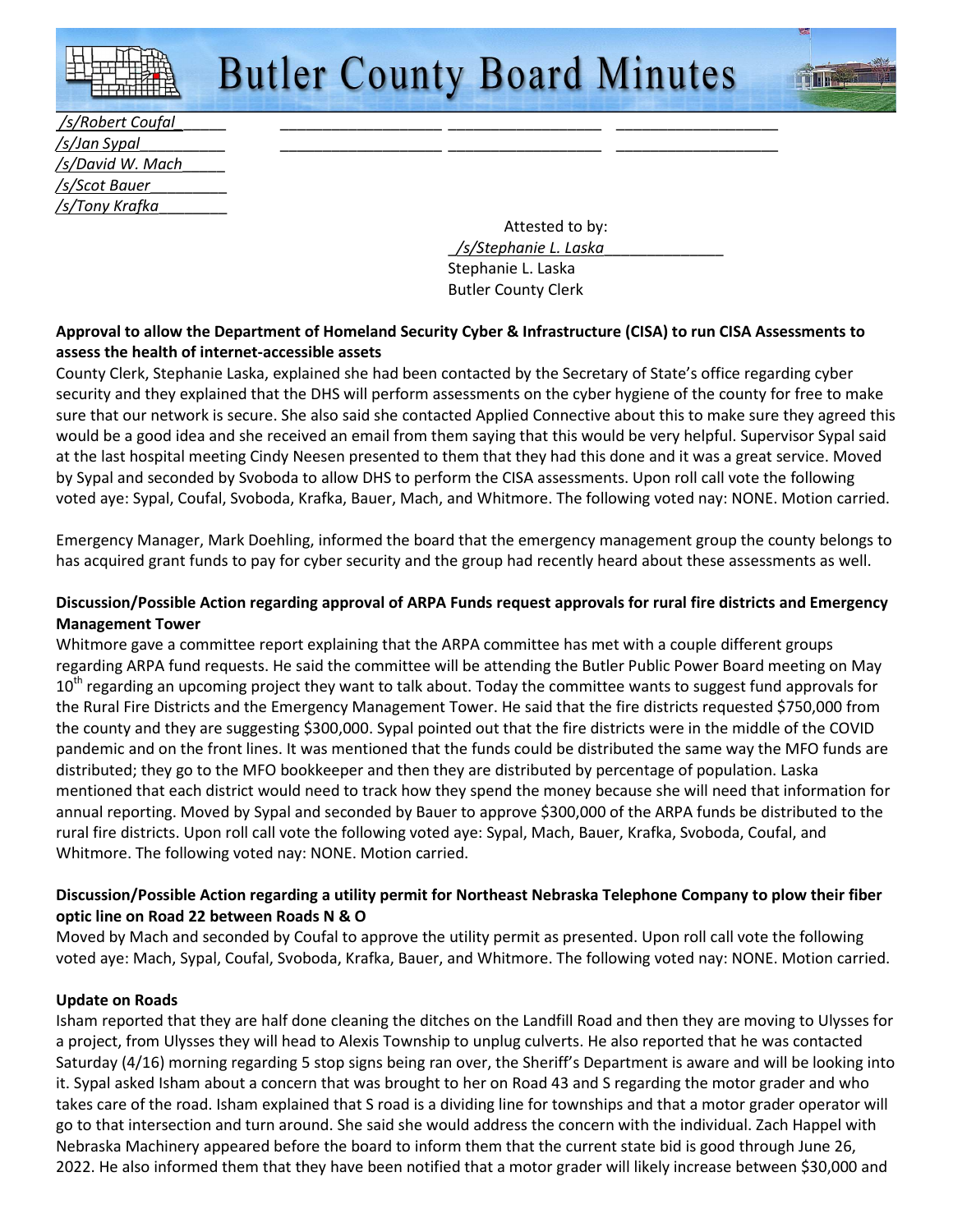/s/Robert Coufal_____ ___________________ _________________ ___________________
/s/Jan Sypal_________ ___________________ _________________ ___________________
/s/David W. Mach_____
/s/Scot Bauer_________
/s/Tony Krafka________

Attested to by:
_/s/Stephanie L. Laska______________
Stephanie L. Laska
Butler County Clerk

**Approval to allow the Department of Homeland Security Cyber & Infrastructure (CISA) to run CISA Assessments to assess the health of internet-accessible assets**

County Clerk, Stephanie Laska, explained she had been contacted by the Secretary of State's office regarding cyber security and they explained that the DHS will perform assessments on the cyber hygiene of the county for free to make sure that our network is secure. She also said she contacted Applied Connective about this to make sure they agreed this would be a good idea and she received an email from them saying that this would be very helpful. Supervisor Sypal said at the last hospital meeting Cindy Neesen presented to them that they had this done and it was a great service. Moved by Sypal and seconded by Svoboda to allow DHS to perform the CISA assessments. Upon roll call vote the following voted aye: Sypal, Coufal, Svoboda, Krafka, Bauer, Mach, and Whitmore. The following voted nay: NONE. Motion carried.

Emergency Manager, Mark Doehling, informed the board that the emergency management group the county belongs to has acquired grant funds to pay for cyber security and the group had recently heard about these assessments as well.

**Discussion/Possible Action regarding approval of ARPA Funds request approvals for rural fire districts and Emergency Management Tower**

Whitmore gave a committee report explaining that the ARPA committee has met with a couple different groups regarding ARPA fund requests. He said the committee will be attending the Butler Public Power Board meeting on May 10th regarding an upcoming project they want to talk about. Today the committee wants to suggest fund approvals for the Rural Fire Districts and the Emergency Management Tower. He said that the fire districts requested $750,000 from the county and they are suggesting $300,000. Sypal pointed out that the fire districts were in the middle of the COVID pandemic and on the front lines. It was mentioned that the funds could be distributed the same way the MFO funds are distributed; they go to the MFO bookkeeper and then they are distributed by percentage of population. Laska mentioned that each district would need to track how they spend the money because she will need that information for annual reporting. Moved by Sypal and seconded by Bauer to approve $300,000 of the ARPA funds be distributed to the rural fire districts. Upon roll call vote the following voted aye: Sypal, Mach, Bauer, Krafka, Svoboda, Coufal, and Whitmore. The following voted nay: NONE. Motion carried.

**Discussion/Possible Action regarding a utility permit for Northeast Nebraska Telephone Company to plow their fiber optic line on Road 22 between Roads N & O**

Moved by Mach and seconded by Coufal to approve the utility permit as presented. Upon roll call vote the following voted aye: Mach, Sypal, Coufal, Svoboda, Krafka, Bauer, and Whitmore. The following voted nay: NONE. Motion carried.

**Update on Roads**

Isham reported that they are half done cleaning the ditches on the Landfill Road and then they are moving to Ulysses for a project, from Ulysses they will head to Alexis Township to unplug culverts. He also reported that he was contacted Saturday (4/16) morning regarding 5 stop signs being ran over, the Sheriff's Department is aware and will be looking into it. Sypal asked Isham about a concern that was brought to her on Road 43 and S regarding the motor grader and who takes care of the road. Isham explained that S road is a dividing line for townships and that a motor grader operator will go to that intersection and turn around. She said she would address the concern with the individual. Zach Happel with Nebraska Machinery appeared before the board to inform them that the current state bid is good through June 26, 2022. He also informed them that they have been notified that a motor grader will likely increase between $30,000 and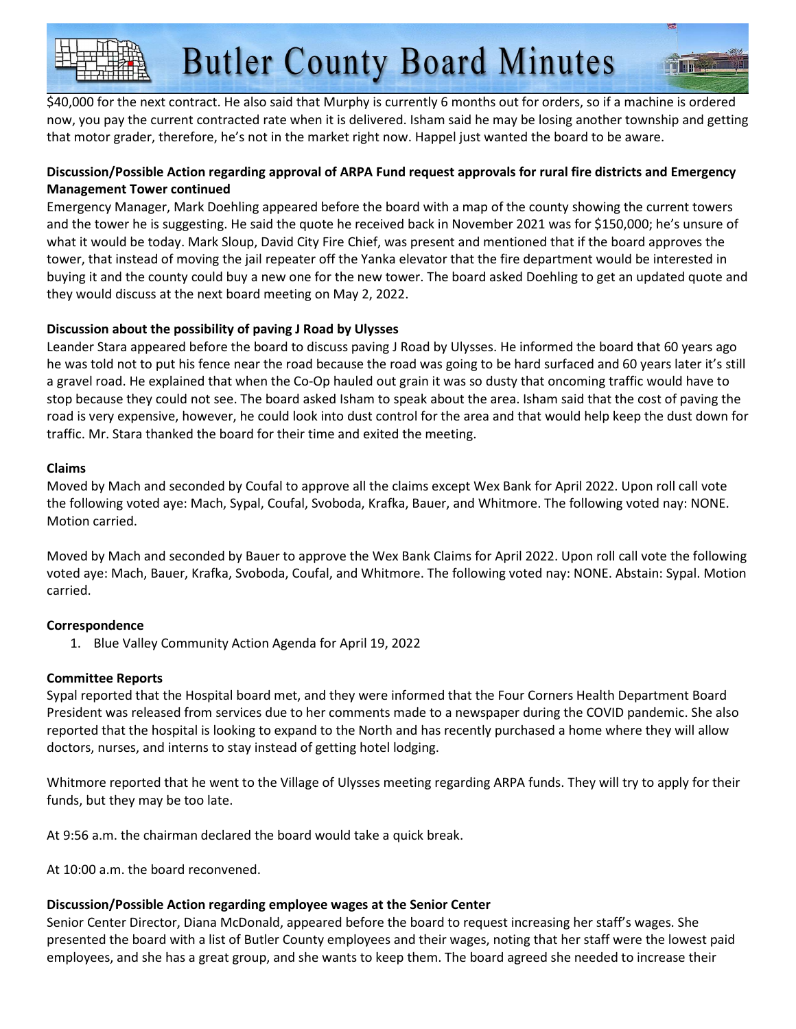$40,000 for the next contract. He also said that Murphy is currently 6 months out for orders, so if a machine is ordered now, you pay the current contracted rate when it is delivered. Isham said he may be losing another township and getting that motor grader, therefore, he's not in the market right now. Happel just wanted the board to be aware.

**Discussion/Possible Action regarding approval of ARPA Fund request approvals for rural fire districts and Emergency Management Tower continued**

Emergency Manager, Mark Doehling appeared before the board with a map of the county showing the current towers and the tower he is suggesting. He said the quote he received back in November 2021 was for $150,000; he's unsure of what it would be today. Mark Sloup, David City Fire Chief, was present and mentioned that if the board approves the tower, that instead of moving the jail repeater off the Yanka elevator that the fire department would be interested in buying it and the county could buy a new one for the new tower. The board asked Doehling to get an updated quote and they would discuss at the next board meeting on May 2, 2022.

**Discussion about the possibility of paving J Road by Ulysses**

Leander Stara appeared before the board to discuss paving J Road by Ulysses. He informed the board that 60 years ago he was told not to put his fence near the road because the road was going to be hard surfaced and 60 years later it's still a gravel road. He explained that when the Co-Op hauled out grain it was so dusty that oncoming traffic would have to stop because they could not see. The board asked Isham to speak about the area. Isham said that the cost of paving the road is very expensive, however, he could look into dust control for the area and that would help keep the dust down for traffic. Mr. Stara thanked the board for their time and exited the meeting.

**Claims**

Moved by Mach and seconded by Coufal to approve all the claims except Wex Bank for April 2022. Upon roll call vote the following voted aye: Mach, Sypal, Coufal, Svoboda, Krafka, Bauer, and Whitmore. The following voted nay: NONE. Motion carried.

Moved by Mach and seconded by Bauer to approve the Wex Bank Claims for April 2022. Upon roll call vote the following voted aye: Mach, Bauer, Krafka, Svoboda, Coufal, and Whitmore. The following voted nay: NONE. Abstain: Sypal. Motion carried.

**Correspondence**

1. Blue Valley Community Action Agenda for April 19, 2022

**Committee Reports**

Sypal reported that the Hospital board met, and they were informed that the Four Corners Health Department Board President was released from services due to her comments made to a newspaper during the COVID pandemic. She also reported that the hospital is looking to expand to the North and has recently purchased a home where they will allow doctors, nurses, and interns to stay instead of getting hotel lodging.

Whitmore reported that he went to the Village of Ulysses meeting regarding ARPA funds. They will try to apply for their funds, but they may be too late.

At 9:56 a.m. the chairman declared the board would take a quick break.

At 10:00 a.m. the board reconvened.

**Discussion/Possible Action regarding employee wages at the Senior Center**

Senior Center Director, Diana McDonald, appeared before the board to request increasing her staff's wages. She presented the board with a list of Butler County employees and their wages, noting that her staff were the lowest paid employees, and she has a great group, and she wants to keep them. The board agreed she needed to increase their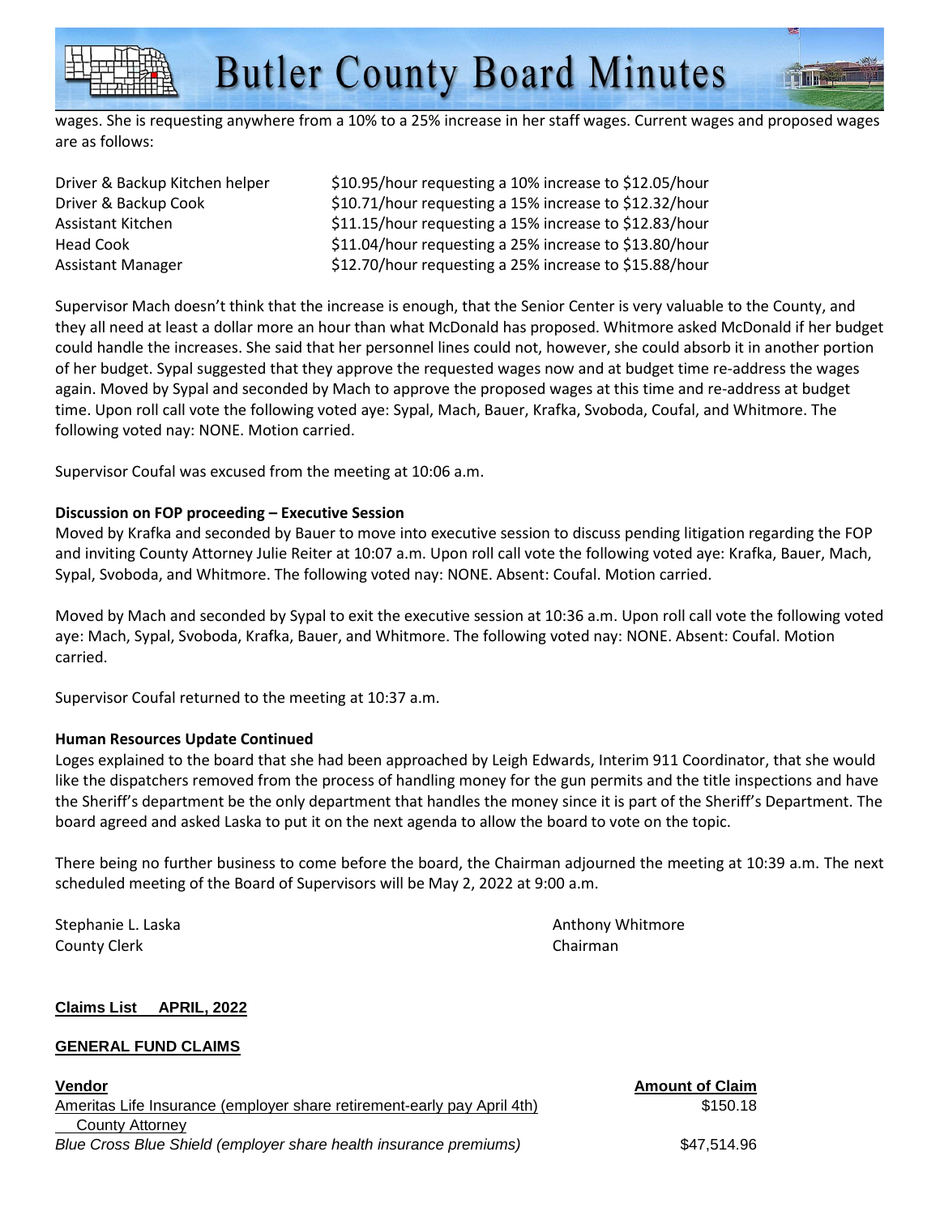wages. She is requesting anywhere from a 10% to a 25% increase in her staff wages. Current wages and proposed wages are as follows:

| | |
|---|---|
| Driver & Backup Kitchen helper | $10.95/hour requesting a 10% increase to $12.05/hour |
| Driver & Backup Cook | $10.71/hour requesting a 15% increase to $12.32/hour |
| Assistant Kitchen | $11.15/hour requesting a 15% increase to $12.83/hour |
| Head Cook | $11.04/hour requesting a 25% increase to $13.80/hour |
| Assistant Manager | $12.70/hour requesting a 25% increase to $15.88/hour |

Supervisor Mach doesn't think that the increase is enough, that the Senior Center is very valuable to the County, and they all need at least a dollar more an hour than what McDonald has proposed. Whitmore asked McDonald if her budget could handle the increases. She said that her personnel lines could not, however, she could absorb it in another portion of her budget. Sypal suggested that they approve the requested wages now and at budget time re-address the wages again. Moved by Sypal and seconded by Mach to approve the proposed wages at this time and re-address at budget time. Upon roll call vote the following voted aye: Sypal, Mach, Bauer, Krafka, Svoboda, Coufal, and Whitmore. The following voted nay: NONE. Motion carried.

Supervisor Coufal was excused from the meeting at 10:06 a.m.

**Discussion on FOP proceeding – Executive Session**

Moved by Krafka and seconded by Bauer to move into executive session to discuss pending litigation regarding the FOP and inviting County Attorney Julie Reiter at 10:07 a.m. Upon roll call vote the following voted aye: Krafka, Bauer, Mach, Sypal, Svoboda, and Whitmore. The following voted nay: NONE. Absent: Coufal. Motion carried.

Moved by Mach and seconded by Sypal to exit the executive session at 10:36 a.m. Upon roll call vote the following voted aye: Mach, Sypal, Svoboda, Krafka, Bauer, and Whitmore. The following voted nay: NONE. Absent: Coufal. Motion carried.

Supervisor Coufal returned to the meeting at 10:37 a.m.

**Human Resources Update Continued**

Loges explained to the board that she had been approached by Leigh Edwards, Interim 911 Coordinator, that she would like the dispatchers removed from the process of handling money for the gun permits and the title inspections and have the Sheriff's department be the only department that handles the money since it is part of the Sheriff's Department. The board agreed and asked Laska to put it on the next agenda to allow the board to vote on the topic.

There being no further business to come before the board, the Chairman adjourned the meeting at 10:39 a.m. The next scheduled meeting of the Board of Supervisors will be May 2, 2022 at 9:00 a.m.

| | |
|---|---|
| Stephanie L. Laska | Anthony Whitmore |
| County Clerk | Chairman |

**Claims List APRIL, 2022**

**GENERAL FUND CLAIMS**

| **Vendor** | **Amount of Claim** |
|---|---|
| Ameritas Life Insurance (employer share retirement-early pay April 4th) | $150.18 |
| County Attorney | |
| *Blue Cross Blue Shield (employer share health insurance premiums)* | $47,514.96 |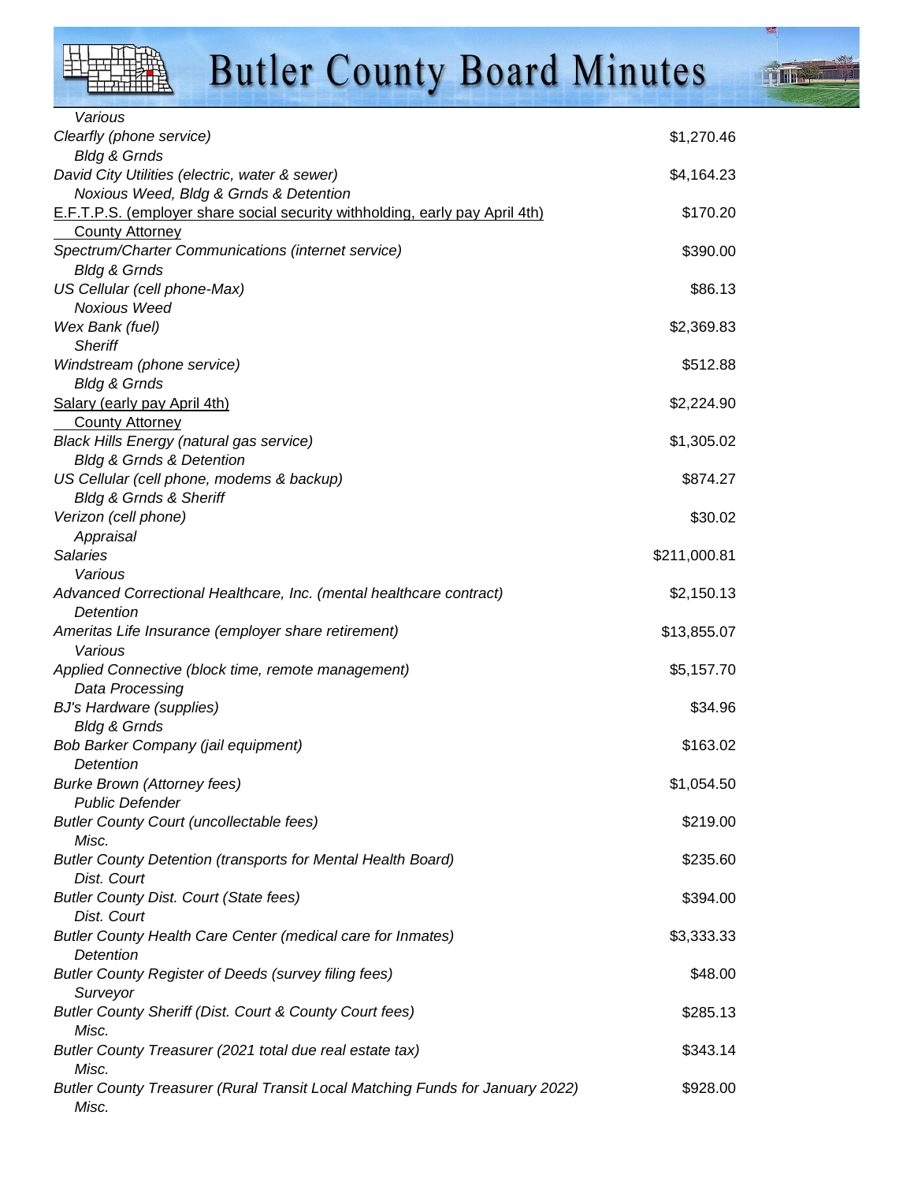*Various*

*Clearfly (phone service)* $1,270.46

*Bldg & Grnds*

*David City Utilities (electric, water & sewer)* $4,164.23

*Noxious Weed, Bldg & Grnds & Detention*

E.F.T.P.S. (employer share social security withholding, early pay April 4th) $170.20

County Attorney

*Spectrum/Charter Communications (internet service)* $390.00

*Bldg & Grnds*

*US Cellular (cell phone-Max)* $86.13

*Noxious Weed*

*Wex Bank (fuel)* $2,369.83

*Sheriff*

*Windstream (phone service)* $512.88

*Bldg & Grnds*

Salary (early pay April 4th) $2,224.90

County Attorney

*Black Hills Energy (natural gas service)* $1,305.02

*Bldg & Grnds & Detention*

*US Cellular (cell phone, modems & backup)* $874.27

*Bldg & Grnds & Sheriff*

*Verizon (cell phone)* $30.02

*Appraisal*

*Salaries* $211,000.81

*Various*

*Advanced Correctional Healthcare, Inc. (mental healthcare contract)* $2,150.13

*Detention*

*Ameritas Life Insurance (employer share retirement)* $13,855.07

*Various*

*Applied Connective (block time, remote management)* $5,157.70

*Data Processing*

*BJ's Hardware (supplies)* $34.96

*Bldg & Grnds*

*Bob Barker Company (jail equipment)* $163.02

*Detention*

*Burke Brown (Attorney fees)* $1,054.50

*Public Defender*

*Butler County Court (uncollectable fees)* $219.00

*Misc.*

*Butler County Detention (transports for Mental Health Board)* $235.60

*Dist. Court*

*Butler County Dist. Court (State fees)* $394.00

*Dist. Court*

*Butler County Health Care Center (medical care for Inmates)* $3,333.33

*Detention*

*Butler County Register of Deeds (survey filing fees)* $48.00

*Surveyor*

*Butler County Sheriff (Dist. Court & County Court fees)* $285.13

*Misc.*

*Butler County Treasurer (2021 total due real estate tax)* $343.14

*Misc.*

*Butler County Treasurer (Rural Transit Local Matching Funds for January 2022)* $928.00

*Misc.*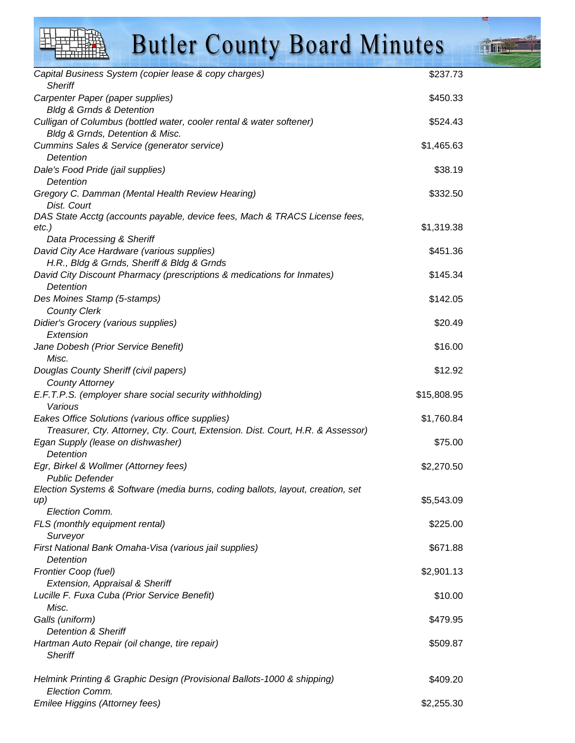| | |
|---|---|
| *Capital Business System (copier lease & copy charges)*<br>*Sheriff* | $237.73 |
| *Carpenter Paper (paper supplies)*<br>*Bldg & Grnds & Detention* | $450.33 |
| *Culligan of Columbus (bottled water, cooler rental & water softener)*<br>*Bldg & Grnds, Detention & Misc.* | $524.43 |
| *Cummins Sales & Service (generator service)*<br>*Detention* | $1,465.63 |
| *Dale's Food Pride (jail supplies)*<br>*Detention* | $38.19 |
| *Gregory C. Damman (Mental Health Review Hearing)*<br>*Dist. Court* | $332.50 |
| *DAS State Acctg (accounts payable, device fees, Mach & TRACS License fees, etc.)*<br>*Data Processing & Sheriff* | $1,319.38 |
| *David City Ace Hardware (various supplies)*<br>*H.R., Bldg & Grnds, Sheriff & Bldg & Grnds* | $451.36 |
| *David City Discount Pharmacy (prescriptions & medications for Inmates)*<br>*Detention* | $145.34 |
| *Des Moines Stamp (5-stamps)*<br>*County Clerk* | $142.05 |
| *Didier's Grocery (various supplies)*<br>*Extension* | $20.49 |
| *Jane Dobesh (Prior Service Benefit)*<br>*Misc.* | $16.00 |
| *Douglas County Sheriff (civil papers)*<br>*County Attorney* | $12.92 |
| *E.F.T.P.S. (employer share social security withholding)*<br>*Various* | $15,808.95 |
| *Eakes Office Solutions (various office supplies)*<br>*Treasurer, Cty. Attorney, Cty. Court, Extension. Dist. Court, H.R. & Assessor)* | $1,760.84 |
| *Egan Supply (lease on dishwasher)*<br>*Detention* | $75.00 |
| *Egr, Birkel & Wollmer (Attorney fees)*<br>*Public Defender* | $2,270.50 |
| *Election Systems & Software (media burns, coding ballots, layout, creation, set up)*<br>*Election Comm.* | $5,543.09 |
| *FLS (monthly equipment rental)*<br>*Surveyor* | $225.00 |
| *First National Bank Omaha-Visa (various jail supplies)*<br>*Detention* | $671.88 |
| *Frontier Coop (fuel)*<br>*Extension, Appraisal & Sheriff* | $2,901.13 |
| *Lucille F. Fuxa Cuba (Prior Service Benefit)*<br>*Misc.* | $10.00 |
| *Galls (uniform)*<br>*Detention & Sheriff* | $479.95 |
| *Hartman Auto Repair (oil change, tire repair)*<br>*Sheriff* | $509.87 |
| *Helmink Printing & Graphic Design (Provisional Ballots-1000 & shipping)*<br>*Election Comm.* | $409.20 |
| *Emilee Higgins (Attorney fees)* | $2,255.30 |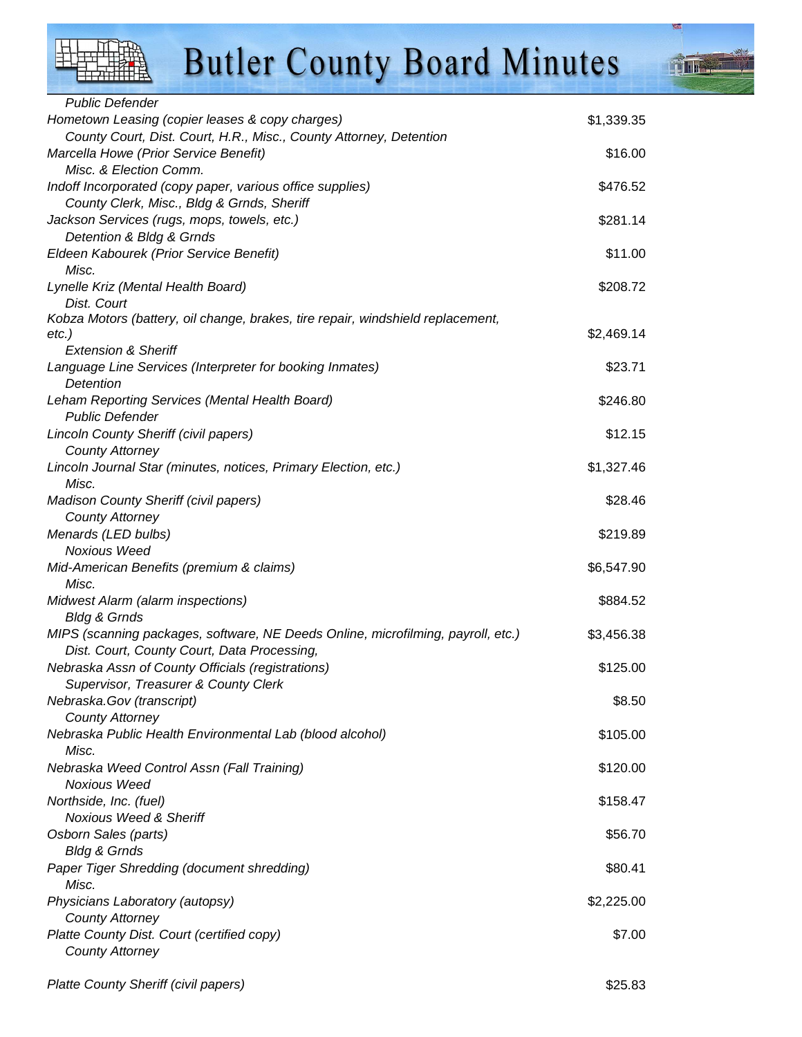*Public Defender*

| | |
|---|---|
| *Hometown Leasing (copier leases & copy charges)* | $1,339.35 |
| *County Court, Dist. Court, H.R., Misc., County Attorney, Detention* | |
| *Marcella Howe (Prior Service Benefit)* | $16.00 |
| *Misc. & Election Comm.* | |
| *Indoff Incorporated (copy paper, various office supplies)* | $476.52 |
| *County Clerk, Misc., Bldg & Grnds, Sheriff* | |
| *Jackson Services (rugs, mops, towels, etc.)* | $281.14 |
| *Detention & Bldg & Grnds* | |
| *Eldeen Kabourek (Prior Service Benefit)* | $11.00 |
| *Misc.* | |
| *Lynelle Kriz (Mental Health Board)* | $208.72 |
| *Dist. Court* | |
| *Kobza Motors (battery, oil change, brakes, tire repair, windshield replacement, etc.)* | $2,469.14 |
| *Extension & Sheriff* | |
| *Language Line Services (Interpreter for booking Inmates)* | $23.71 |
| *Detention* | |
| *Leham Reporting Services (Mental Health Board)* | $246.80 |
| *Public Defender* | |
| *Lincoln County Sheriff (civil papers)* | $12.15 |
| *County Attorney* | |
| *Lincoln Journal Star (minutes, notices, Primary Election, etc.)* | $1,327.46 |
| *Misc.* | |
| *Madison County Sheriff (civil papers)* | $28.46 |
| *County Attorney* | |
| *Menards (LED bulbs)* | $219.89 |
| *Noxious Weed* | |
| *Mid-American Benefits (premium & claims)* | $6,547.90 |
| *Misc.* | |
| *Midwest Alarm (alarm inspections)* | $884.52 |
| *Bldg & Grnds* | |
| *MIPS (scanning packages, software, NE Deeds Online, microfilming, payroll, etc.)* | $3,456.38 |
| *Dist. Court, County Court, Data Processing,* | |
| *Nebraska Assn of County Officials (registrations)* | $125.00 |
| *Supervisor, Treasurer & County Clerk* | |
| *Nebraska.Gov (transcript)* | $8.50 |
| *County Attorney* | |
| *Nebraska Public Health Environmental Lab (blood alcohol)* | $105.00 |
| *Misc.* | |
| *Nebraska Weed Control Assn (Fall Training)* | $120.00 |
| *Noxious Weed* | |
| *Northside, Inc. (fuel)* | $158.47 |
| *Noxious Weed & Sheriff* | |
| *Osborn Sales (parts)* | $56.70 |
| *Bldg & Grnds* | |
| *Paper Tiger Shredding (document shredding)* | $80.41 |
| *Misc.* | |
| *Physicians Laboratory (autopsy)* | $2,225.00 |
| *County Attorney* | |
| *Platte County Dist. Court (certified copy)* | $7.00 |
| *County Attorney* | |
| *Platte County Sheriff (civil papers)* | $25.83 |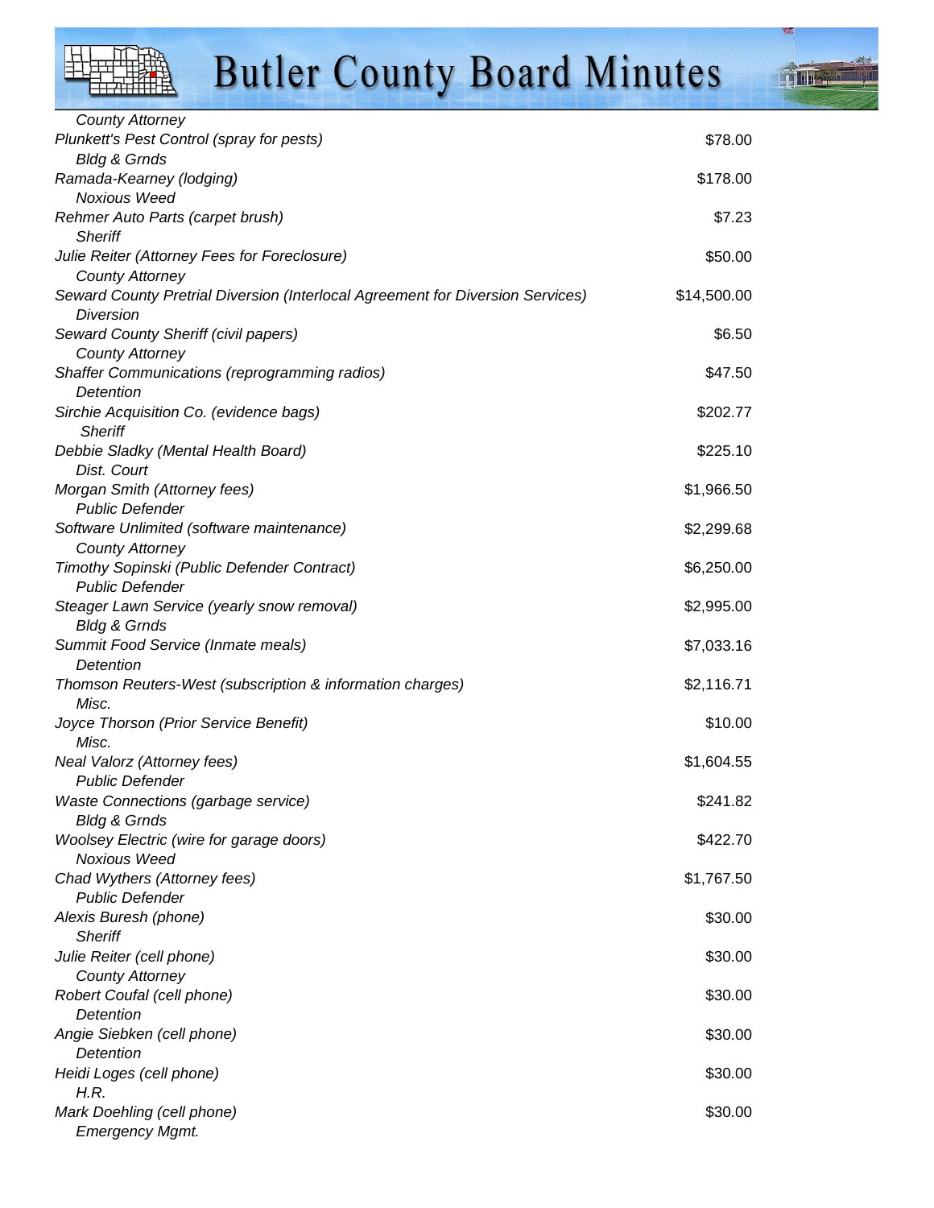*County Attorney*

| | |
|---|---|
| *Plunkett's Pest Control (spray for pests)* | $78.00 |
| *Bldg & Grnds* | |
| *Ramada-Kearney (lodging)* | $178.00 |
| *Noxious Weed* | |
| *Rehmer Auto Parts (carpet brush)* | $7.23 |
| *Sheriff* | |
| *Julie Reiter (Attorney Fees for Foreclosure)* | $50.00 |
| *County Attorney* | |
| *Seward County Pretrial Diversion (Interlocal Agreement for Diversion Services)* | $14,500.00 |
| *Diversion* | |
| *Seward County Sheriff (civil papers)* | $6.50 |
| *County Attorney* | |
| *Shaffer Communications (reprogramming radios)* | $47.50 |
| *Detention* | |
| *Sirchie Acquisition Co. (evidence bags)* | $202.77 |
| *Sheriff* | |
| *Debbie Sladky (Mental Health Board)* | $225.10 |
| *Dist. Court* | |
| *Morgan Smith (Attorney fees)* | $1,966.50 |
| *Public Defender* | |
| *Software Unlimited (software maintenance)* | $2,299.68 |
| *County Attorney* | |
| *Timothy Sopinski (Public Defender Contract)* | $6,250.00 |
| *Public Defender* | |
| *Steager Lawn Service (yearly snow removal)* | $2,995.00 |
| *Bldg & Grnds* | |
| *Summit Food Service (Inmate meals)* | $7,033.16 |
| *Detention* | |
| *Thomson Reuters-West (subscription & information charges)* | $2,116.71 |
| *Misc.* | |
| *Joyce Thorson (Prior Service Benefit)* | $10.00 |
| *Misc.* | |
| *Neal Valorz (Attorney fees)* | $1,604.55 |
| *Public Defender* | |
| *Waste Connections (garbage service)* | $241.82 |
| *Bldg & Grnds* | |
| *Woolsey Electric (wire for garage doors)* | $422.70 |
| *Noxious Weed* | |
| *Chad Wythers (Attorney fees)* | $1,767.50 |
| *Public Defender* | |
| *Alexis Buresh (phone)* | $30.00 |
| *Sheriff* | |
| *Julie Reiter (cell phone)* | $30.00 |
| *County Attorney* | |
| *Robert Coufal (cell phone)* | $30.00 |
| *Detention* | |
| *Angie Siebken (cell phone)* | $30.00 |
| *Detention* | |
| *Heidi Loges (cell phone)* | $30.00 |
| *H.R.* | |
| *Mark Doehling (cell phone)* | $30.00 |
| *Emergency Mgmt.* | |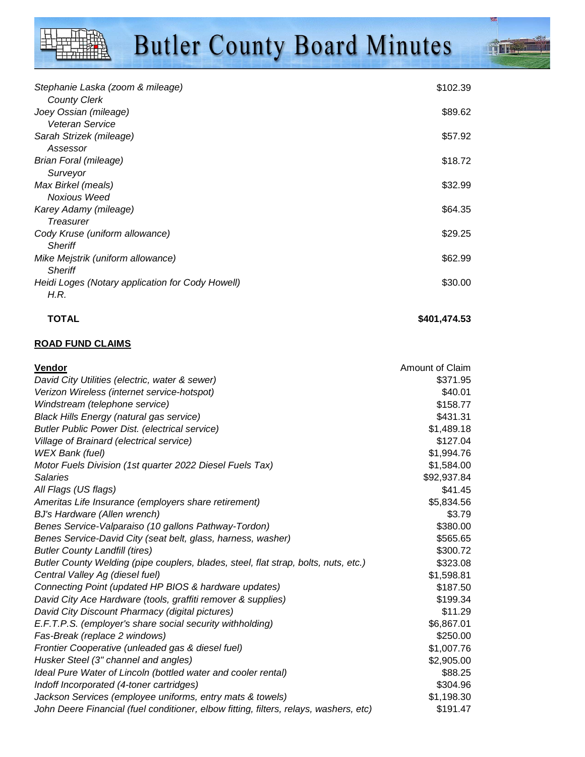| | |
|---|---|
| *Stephanie Laska (zoom & mileage)* | $102.39 |
| *County Clerk* | |
| *Joey Ossian (mileage)* | $89.62 |
| *Veteran Service* | |
| *Sarah Strizek (mileage)* | $57.92 |
| *Assessor* | |
| *Brian Foral (mileage)* | $18.72 |
| *Surveyor* | |
| *Max Birkel (meals)* | $32.99 |
| *Noxious Weed* | |
| *Karey Adamy (mileage)* | $64.35 |
| *Treasurer* | |
| *Cody Kruse (uniform allowance)* | $29.25 |
| *Sheriff* | |
| *Mike Mejstrik (uniform allowance)* | $62.99 |
| *Sheriff* | |
| *Heidi Loges (Notary application for Cody Howell)* | $30.00 |
| *H.R.* | |
| **TOTAL** | **$401,474.53** |

**ROAD FUND CLAIMS**

| **Vendor** | Amount of Claim |
|---|---|
| *David City Utilities (electric, water & sewer)* | $371.95 |
| *Verizon Wireless (internet service-hotspot)* | $40.01 |
| *Windstream (telephone service)* | $158.77 |
| *Black Hills Energy (natural gas service)* | $431.31 |
| *Butler Public Power Dist. (electrical service)* | $1,489.18 |
| *Village of Brainard (electrical service)* | $127.04 |
| *WEX Bank (fuel)* | $1,994.76 |
| *Motor Fuels Division (1st quarter 2022 Diesel Fuels Tax)* | $1,584.00 |
| *Salaries* | $92,937.84 |
| *All Flags (US flags)* | $41.45 |
| *Ameritas Life Insurance (employers share retirement)* | $5,834.56 |
| *BJ's Hardware (Allen wrench)* | $3.79 |
| *Benes Service-Valparaiso (10 gallons Pathway-Tordon)* | $380.00 |
| *Benes Service-David City (seat belt, glass, harness, washer)* | $565.65 |
| *Butler County Landfill (tires)* | $300.72 |
| *Butler County Welding (pipe couplers, blades, steel, flat strap, bolts, nuts, etc.)* | $323.08 |
| *Central Valley Ag (diesel fuel)* | $1,598.81 |
| *Connecting Point (updated HP BIOS & hardware updates)* | $187.50 |
| *David City Ace Hardware (tools, graffiti remover & supplies)* | $199.34 |
| *David City Discount Pharmacy (digital pictures)* | $11.29 |
| *E.F.T.P.S. (employer's share social security withholding)* | $6,867.01 |
| *Fas-Break (replace 2 windows)* | $250.00 |
| *Frontier Cooperative (unleaded gas & diesel fuel)* | $1,007.76 |
| *Husker Steel (3" channel and angles)* | $2,905.00 |
| *Ideal Pure Water of Lincoln (bottled water and cooler rental)* | $88.25 |
| *Indoff Incorporated (4-toner cartridges)* | $304.96 |
| *Jackson Services (employee uniforms, entry mats & towels)* | $1,198.30 |
| *John Deere Financial (fuel conditioner, elbow fitting, filters, relays, washers, etc)* | $191.47 |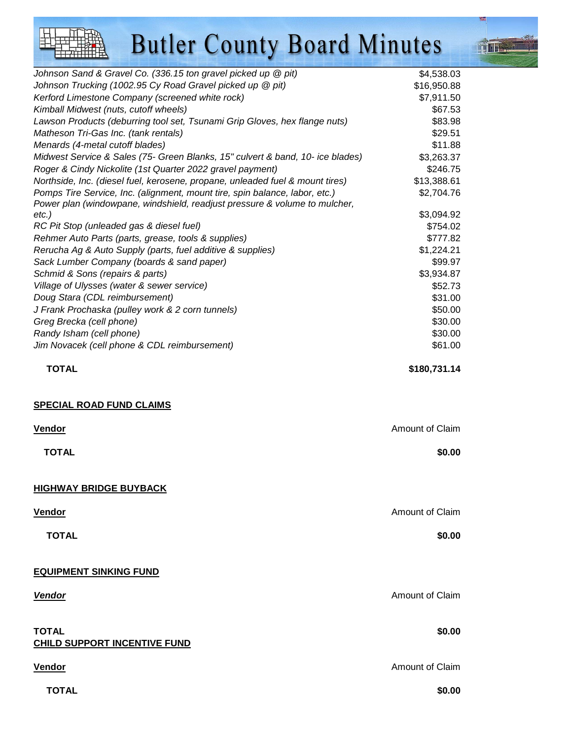| | |
|---|---|
| *Johnson Sand & Gravel Co. (336.15 ton gravel picked up @ pit)* | $4,538.03 |
| *Johnson Trucking (1002.95 Cy Road Gravel picked up @ pit)* | $16,950.88 |
| *Kerford Limestone Company (screened white rock)* | $7,911.50 |
| *Kimball Midwest (nuts, cutoff wheels)* | $67.53 |
| *Lawson Products (deburring tool set, Tsunami Grip Gloves, hex flange nuts)* | $83.98 |
| *Matheson Tri-Gas Inc. (tank rentals)* | $29.51 |
| *Menards (4-metal cutoff blades)* | $11.88 |
| *Midwest Service & Sales (75- Green Blanks, 15" culvert & band, 10- ice blades)* | $3,263.37 |
| *Roger & Cindy Nickolite (1st Quarter 2022 gravel payment)* | $246.75 |
| *Northside, Inc. (diesel fuel, kerosene, propane, unleaded fuel & mount tires)* | $13,388.61 |
| *Pomps Tire Service, Inc. (alignment, mount tire, spin balance, labor, etc.)* | $2,704.76 |
| *Power plan (windowpane, windshield, readjust pressure & volume to mulcher, etc.)* | $3,094.92 |
| *RC Pit Stop (unleaded gas & diesel fuel)* | $754.02 |
| *Rehmer Auto Parts (parts, grease, tools & supplies)* | $777.82 |
| *Rerucha Ag & Auto Supply (parts, fuel additive & supplies)* | $1,224.21 |
| *Sack Lumber Company (boards & sand paper)* | $99.97 |
| *Schmid & Sons (repairs & parts)* | $3,934.87 |
| *Village of Ulysses (water & sewer service)* | $52.73 |
| *Doug Stara (CDL reimbursement)* | $31.00 |
| *J Frank Prochaska (pulley work & 2 corn tunnels)* | $50.00 |
| *Greg Brecka (cell phone)* | $30.00 |
| *Randy Isham (cell phone)* | $30.00 |
| *Jim Novacek (cell phone & CDL reimbursement)* | $61.00 |
| **TOTAL** | **$180,731.14** |

**SPECIAL ROAD FUND CLAIMS**

| **Vendor** | Amount of Claim |
|---|---|
| **TOTAL** | **$0.00** |

**HIGHWAY BRIDGE BUYBACK**

| **Vendor** | Amount of Claim |
|---|---|
| **TOTAL** | **$0.00** |

**EQUIPMENT SINKING FUND**

| ***Vendor*** | Amount of Claim |
|---|---|
| **TOTAL** | **$0.00** |

**CHILD SUPPORT INCENTIVE FUND**

| **Vendor** | Amount of Claim |
|---|---|
| **TOTAL** | **$0.00** |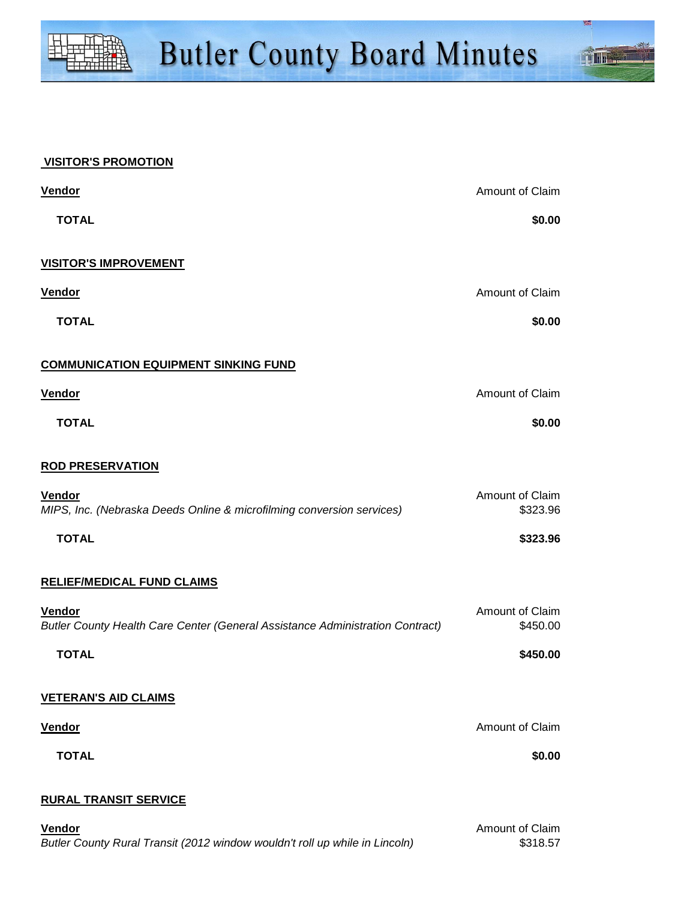## VISITOR'S PROMOTION

| Vendor | Amount of Claim |
| --- | --- |
| **TOTAL** | **$0.00** |

## VISITOR'S IMPROVEMENT

| Vendor | Amount of Claim |
| --- | --- |
| **TOTAL** | **$0.00** |

## COMMUNICATION EQUIPMENT SINKING FUND

| Vendor | Amount of Claim |
| --- | --- |
| **TOTAL** | **$0.00** |

## ROD PRESERVATION

| Vendor | Amount of Claim |
| --- | --- |
| *MIPS, Inc. (Nebraska Deeds Online & microfilming conversion services)* | $323.96 |
| **TOTAL** | **$323.96** |

## RELIEF/MEDICAL FUND CLAIMS

| Vendor | Amount of Claim |
| --- | --- |
| *Butler County Health Care Center (General Assistance Administration Contract)* | $450.00 |
| **TOTAL** | **$450.00** |

## VETERAN'S AID CLAIMS

| Vendor | Amount of Claim |
| --- | --- |
| **TOTAL** | **$0.00** |

## RURAL TRANSIT SERVICE

| Vendor | Amount of Claim |
| --- | --- |
| *Butler County Rural Transit (2012 window wouldn't roll up while in Lincoln)* | $318.57 |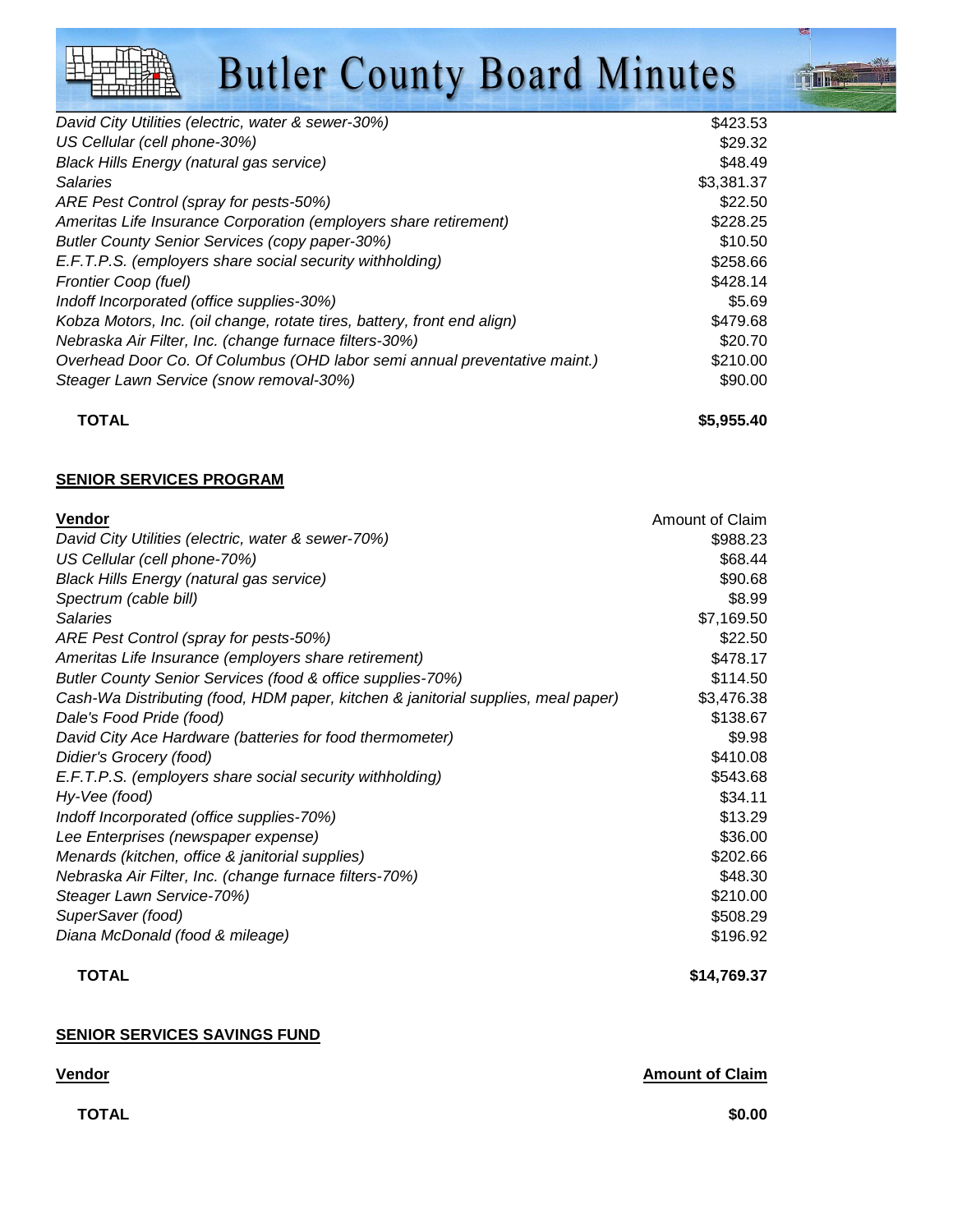| | |
|---|---|
| *David City Utilities (electric, water & sewer-30%)* | $423.53 |
| *US Cellular (cell phone-30%)* | $29.32 |
| *Black Hills Energy (natural gas service)* | $48.49 |
| *Salaries* | $3,381.37 |
| *ARE Pest Control (spray for pests-50%)* | $22.50 |
| *Ameritas Life Insurance Corporation (employers share retirement)* | $228.25 |
| *Butler County Senior Services (copy paper-30%)* | $10.50 |
| *E.F.T.P.S. (employers share social security withholding)* | $258.66 |
| *Frontier Coop (fuel)* | $428.14 |
| *Indoff Incorporated (office supplies-30%)* | $5.69 |
| *Kobza Motors, Inc. (oil change, rotate tires, battery, front end align)* | $479.68 |
| *Nebraska Air Filter, Inc. (change furnace filters-30%)* | $20.70 |
| *Overhead Door Co. Of Columbus (OHD labor semi annual preventative maint.)* | $210.00 |
| *Steager Lawn Service (snow removal-30%)* | $90.00 |
| **TOTAL** | **$5,955.40** |

**SENIOR SERVICES PROGRAM**

| Vendor | Amount of Claim |
|---|---|
| *David City Utilities (electric, water & sewer-70%)* | $988.23 |
| *US Cellular (cell phone-70%)* | $68.44 |
| *Black Hills Energy (natural gas service)* | $90.68 |
| *Spectrum (cable bill)* | $8.99 |
| *Salaries* | $7,169.50 |
| *ARE Pest Control (spray for pests-50%)* | $22.50 |
| *Ameritas Life Insurance (employers share retirement)* | $478.17 |
| *Butler County Senior Services (food & office supplies-70%)* | $114.50 |
| *Cash-Wa Distributing (food, HDM paper, kitchen & janitorial supplies, meal paper)* | $3,476.38 |
| *Dale's Food Pride (food)* | $138.67 |
| *David City Ace Hardware (batteries for food thermometer)* | $9.98 |
| *Didier's Grocery (food)* | $410.08 |
| *E.F.T.P.S. (employers share social security withholding)* | $543.68 |
| *Hy-Vee (food)* | $34.11 |
| *Indoff Incorporated (office supplies-70%)* | $13.29 |
| *Lee Enterprises (newspaper expense)* | $36.00 |
| *Menards (kitchen, office & janitorial supplies)* | $202.66 |
| *Nebraska Air Filter, Inc. (change furnace filters-70%)* | $48.30 |
| *Steager Lawn Service-70%)* | $210.00 |
| *SuperSaver (food)* | $508.29 |
| *Diana McDonald (food & mileage)* | $196.92 |
| **TOTAL** | **$14,769.37** |

**SENIOR SERVICES SAVINGS FUND**

| Vendor | Amount of Claim |
|---|---|
| **TOTAL** | **$0.00** |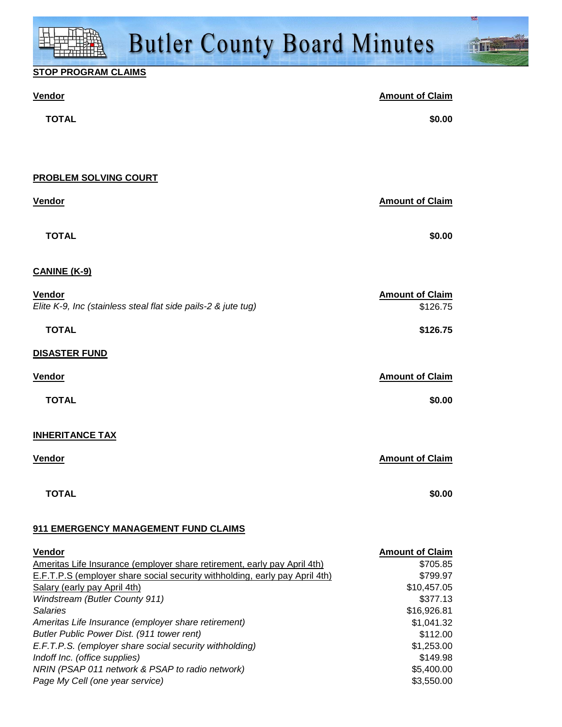**STOP PROGRAM CLAIMS**

| Vendor | Amount of Claim |
|---|---|
| **TOTAL** | **$0.00** |

**PROBLEM SOLVING COURT**

| Vendor | Amount of Claim |
|---|---|
| **TOTAL** | **$0.00** |

**CANINE (K-9)**

| Vendor | Amount of Claim |
|---|---|
| *Elite K-9, Inc (stainless steal flat side pails-2 & jute tug)* | $126.75 |
| **TOTAL** | **$126.75** |

**DISASTER FUND**

| Vendor | Amount of Claim |
|---|---|
| **TOTAL** | **$0.00** |

**INHERITANCE TAX**

| Vendor | Amount of Claim |
|---|---|
| **TOTAL** | **$0.00** |

**911 EMERGENCY MANAGEMENT FUND CLAIMS**

| Vendor | Amount of Claim |
|---|---|
| Ameritas Life Insurance (employer share retirement, early pay April 4th) | $705.85 |
| E.F.T.P.S (employer share social security withholding, early pay April 4th) | $799.97 |
| Salary (early pay April 4th) | $10,457.05 |
| *Windstream (Butler County 911)* | $377.13 |
| *Salaries* | $16,926.81 |
| *Ameritas Life Insurance (employer share retirement)* | $1,041.32 |
| *Butler Public Power Dist. (911 tower rent)* | $112.00 |
| *E.F.T.P.S. (employer share social security withholding)* | $1,253.00 |
| *Indoff Inc. (office supplies)* | $149.98 |
| *NRIN (PSAP 011 network & PSAP to radio network)* | $5,400.00 |
| *Page My Cell (one year service)* | $3,550.00 |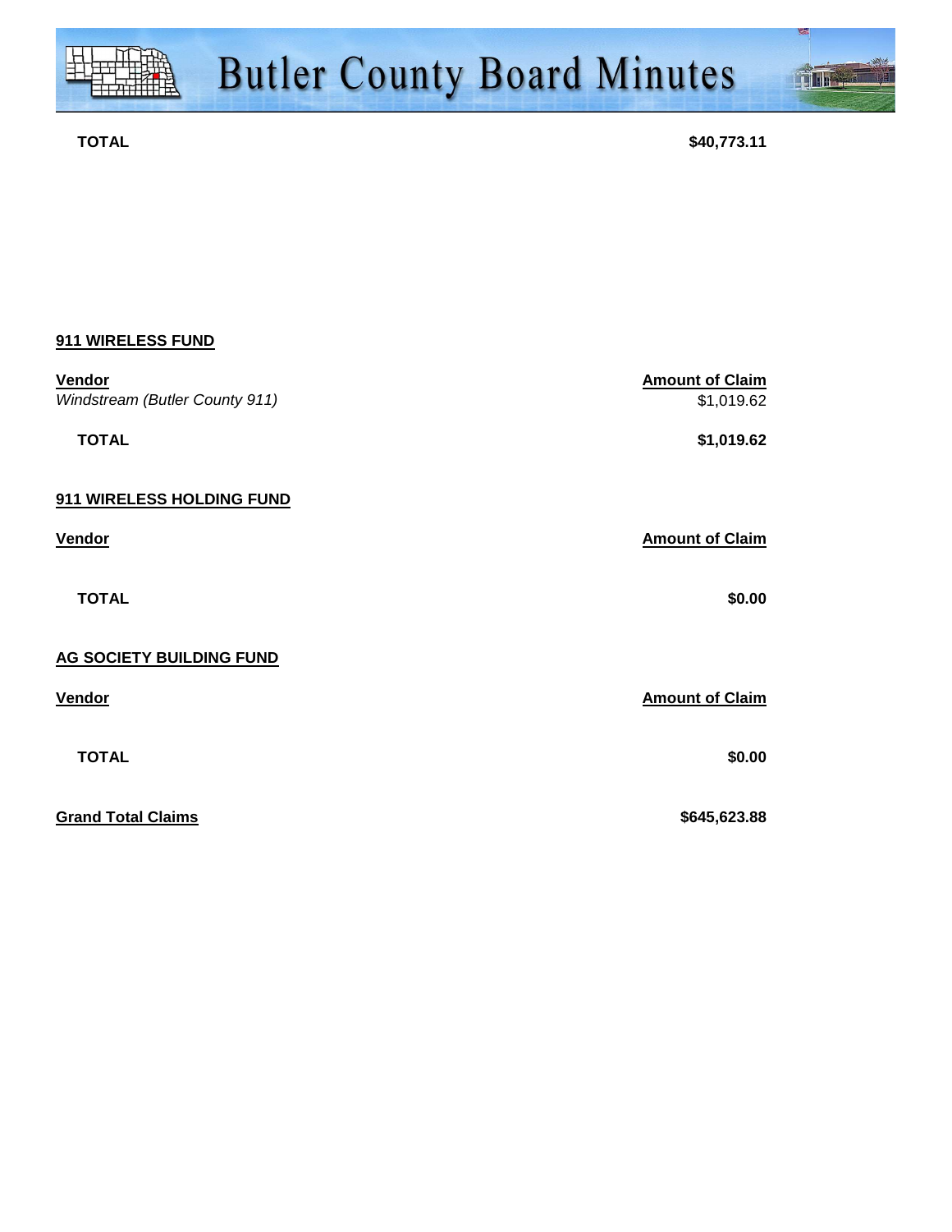**TOTAL** **$40,773.11**

**911 WIRELESS FUND**

| Vendor | Amount of Claim |
| --- | --- |
| *Windstream (Butler County 911)* | $1,019.62 |
| **TOTAL** | **$1,019.62** |

**911 WIRELESS HOLDING FUND**

| Vendor | Amount of Claim |
| --- | --- |
| **TOTAL** | **$0.00** |

**AG SOCIETY BUILDING FUND**

| Vendor | Amount of Claim |
| --- | --- |
| **TOTAL** | **$0.00** |

**Grand Total Claims** **$645,623.88**